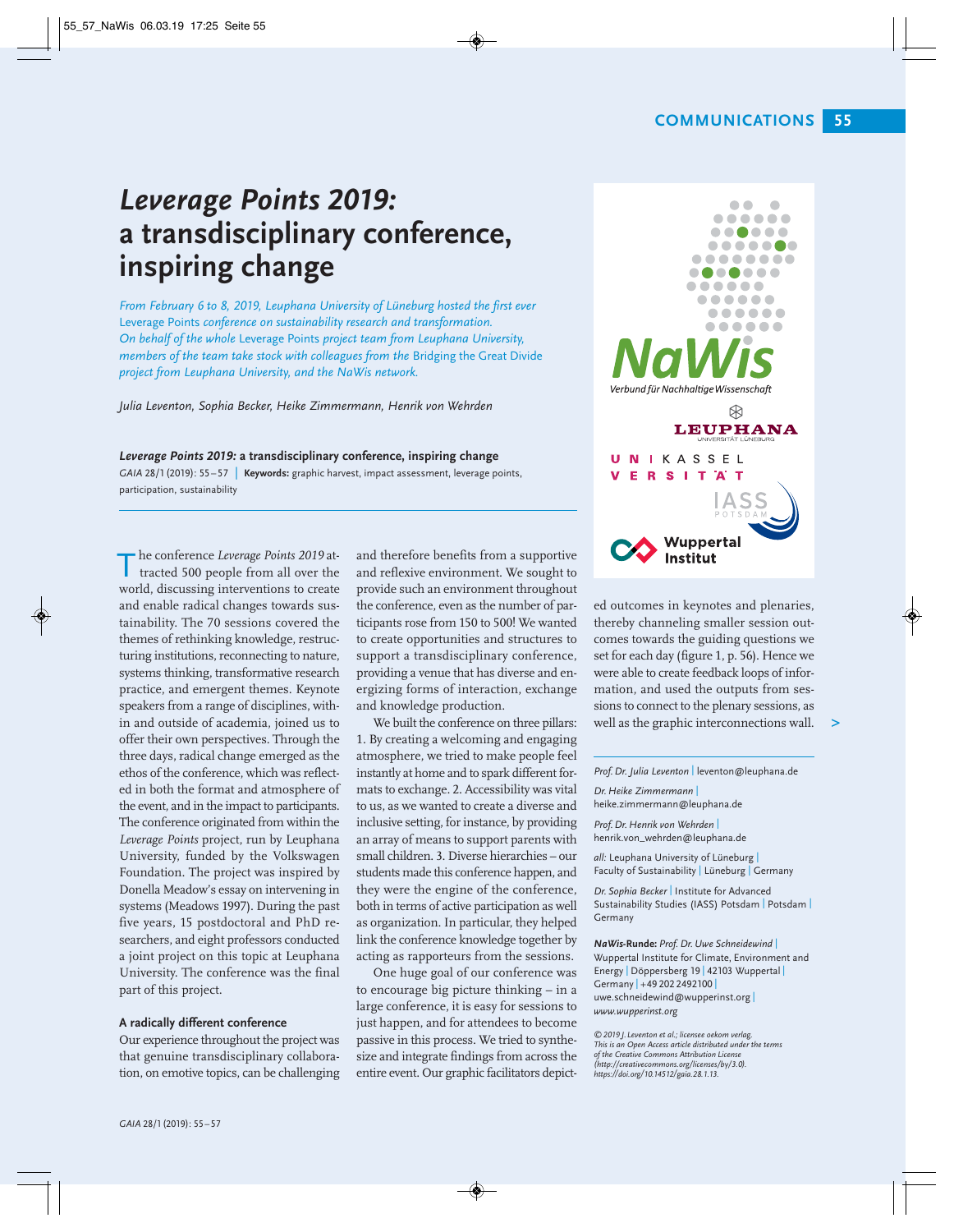# *Leverage Points 2019:* a transdisciplinary conference, inspiring change

*From February 6 to 8, 2019, Leuphana University of Lüneburg hosted the first ever* Leverage Points *conference on sustainability research and transformation. On behalf of the whole* Leverage Points *project team from Leuphana University, members of the team take stock with colleagues from the* Bridging the Great Divide *project from Leuphana University, and the NaWis network.*

*Julia Leventon, Sophia Becker, Heike Zimmermann, Henrik von Wehrden*

***Leverage Points 2019:* a transdisciplinary conference, inspiring change**
*GAIA* 28/1 (2019): 55–57 | **Keywords:** graphic harvest, impact assessment, leverage points, participation, sustainability

The conference *Leverage Points 2019* attracted 500 people from all over the world, discussing interventions to create and enable radical changes towards sustainability. The 70 sessions covered the themes of rethinking knowledge, restructuring institutions, reconnecting to nature, systems thinking, transformative research practice, and emergent themes. Keynote speakers from a range of disciplines, within and outside of academia, joined us to offer their own perspectives. Through the three days, radical change emerged as the ethos of the conference, which was reflected in both the format and atmosphere of the event, and in the impact to participants. The conference originated from within the *Leverage Points* project, run by Leuphana University, funded by the Volkswagen Foundation. The project was inspired by Donella Meadow's essay on intervening in systems (Meadows 1997). During the past five years, 15 postdoctoral and PhD researchers, and eight professors conducted a joint project on this topic at Leuphana University. The conference was the final part of this project.

### A radically different conference

Our experience throughout the project was that genuine transdisciplinary collaboration, on emotive topics, can be challenging and therefore benefits from a supportive and reflexive environment. We sought to provide such an environment throughout the conference, even as the number of participants rose from 150 to 500! We wanted to create opportunities and structures to support a transdisciplinary conference, providing a venue that has diverse and energizing forms of interaction, exchange and knowledge production.

We built the conference on three pillars: 1. By creating a welcoming and engaging atmosphere, we tried to make people feel instantly at home and to spark different formats to exchange. 2. Accessibility was vital to us, as we wanted to create a diverse and inclusive setting, for instance, by providing an array of means to support parents with small children. 3. Diverse hierarchies – our students made this conference happen, and they were the engine of the conference, both in terms of active participation as well as organization. In particular, they helped link the conference knowledge together by acting as rapporteurs from the sessions.

One huge goal of our conference was to encourage big picture thinking – in a large conference, it is easy for sessions to just happen, and for attendees to become passive in this process. We tried to synthesize and integrate findings from across the entire event. Our graphic facilitators depicted outcomes in keynotes and plenaries, thereby channeling smaller session outcomes towards the guiding questions we set for each day (figure 1, p. 56). Hence we were able to create feedback loops of information, and used the outputs from sessions to connect to the plenary sessions, as well as the graphic interconnections wall. >

NaWis – Verbund für Nachhaltige Wissenschaft | Leuphana Universität Lüneburg | Universität Kassel | IASS Potsdam | Wuppertal Institut

*Prof. Dr. Julia Leventon* | leventon@leuphana.de

*Dr. Heike Zimmermann* | heike.zimmermann@leuphana.de

*Prof. Dr. Henrik von Wehrden* | henrik.von_wehrden@leuphana.de

*all:* Leuphana University of Lüneburg | Faculty of Sustainability | Lüneburg | Germany

*Dr. Sophia Becker* | Institute for Advanced Sustainability Studies (IASS) Potsdam | Potsdam | Germany

***NaWis*-Runde:** *Prof. Dr. Uwe Schneidewind* | Wuppertal Institute for Climate, Environment and Energy | Döppersberg 19 | 42103 Wuppertal | Germany | +49 202 2492100 | uwe.schneidewind@wupperinst.org | *www.wupperinst.org*

*© 2019 J. Leventon et al.; licensee oekom verlag. This is an Open Access article distributed under the terms of the Creative Commons Attribution License (http://creativecommons.org/licenses/by/3.0). https://doi.org/10.14512/gaia.28.1.13.*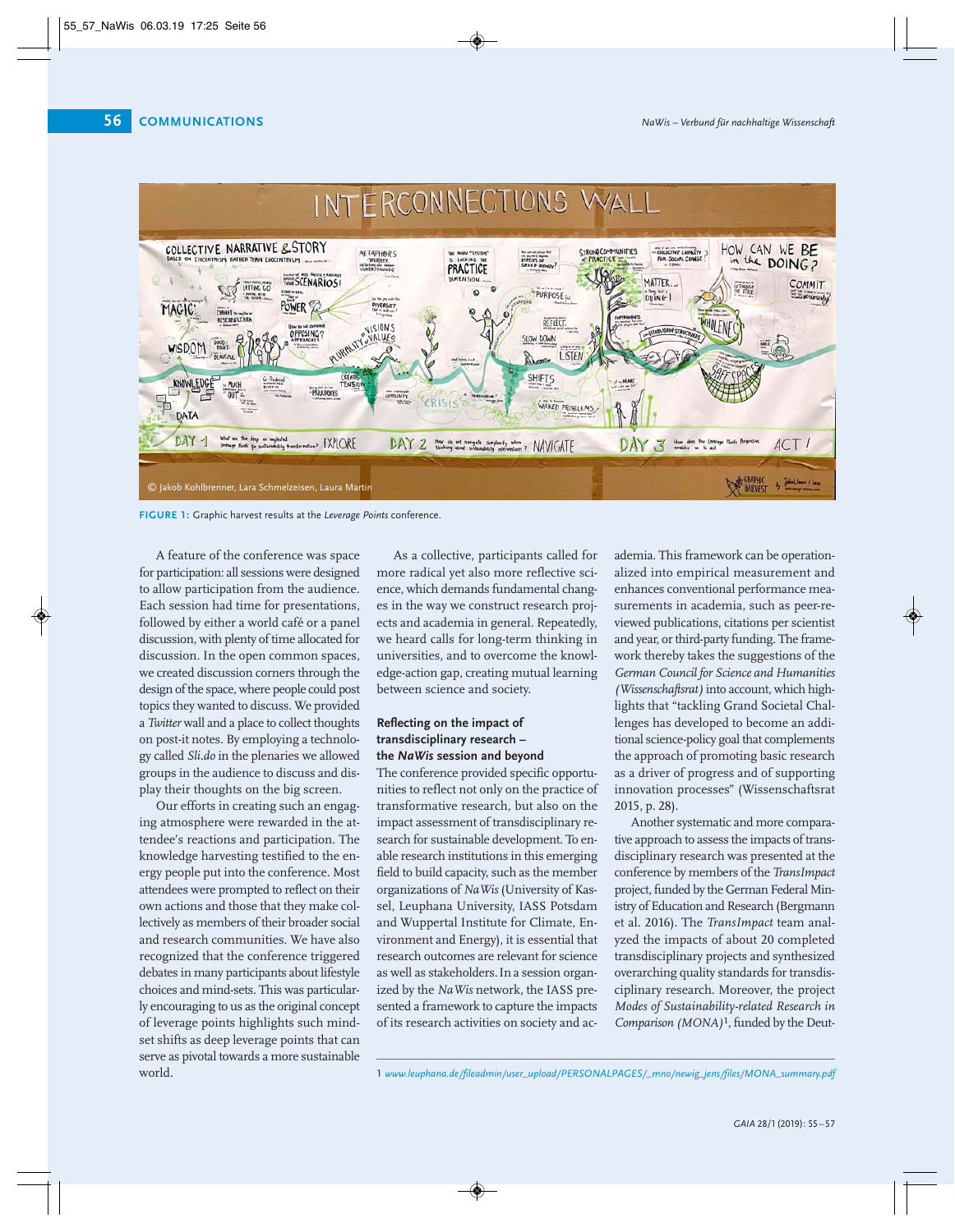FIGURE 1: Graphic harvest results at the *Leverage Points* conference.

A feature of the conference was space for participation: all sessions were designed to allow participation from the audience. Each session had time for presentations, followed by either a world café or a panel discussion, with plenty of time allocated for discussion. In the open common spaces, we created discussion corners through the design of the space, where people could post topics they wanted to discuss. We provided a *Twitter* wall and a place to collect thoughts on post-it notes. By employing a technology called *Sli.do* in the plenaries we allowed groups in the audience to discuss and display their thoughts on the big screen.

Our efforts in creating such an engaging atmosphere were rewarded in the attendee's reactions and participation. The knowledge harvesting testified to the energy people put into the conference. Most attendees were prompted to reflect on their own actions and those that they make collectively as members of their broader social and research communities. We have also recognized that the conference triggered debates in many participants about lifestyle choices and mind-sets. This was particularly encouraging to us as the original concept of leverage points highlights such mindset shifts as deep leverage points that can serve as pivotal towards a more sustainable world.

As a collective, participants called for more radical yet also more reflective science, which demands fundamental changes in the way we construct research projects and academia in general. Repeatedly, we heard calls for long-term thinking in universities, and to overcome the knowledge-action gap, creating mutual learning between science and society.

### Reflecting on the impact of transdisciplinary research – the *NaWis* session and beyond

The conference provided specific opportunities to reflect not only on the practice of transformative research, but also on the impact assessment of transdisciplinary research for sustainable development. To enable research institutions in this emerging field to build capacity, such as the member organizations of *NaWis* (University of Kassel, Leuphana University, IASS Potsdam and Wuppertal Institute for Climate, Environment and Energy), it is essential that research outcomes are relevant for science as well as stakeholders. In a session organized by the *NaWis* network, the IASS presented a framework to capture the impacts of its research activities on society and academia. This framework can be operationalized into empirical measurement and enhances conventional performance measurements in academia, such as peer-reviewed publications, citations per scientist and year, or third-party funding. The framework thereby takes the suggestions of the *German Council for Science and Humanities (Wissenschaftsrat)* into account, which highlights that "tackling Grand Societal Challenges has developed to become an additional science-policy goal that complements the approach of promoting basic research as a driver of progress and of supporting innovation processes" (Wissenschaftsrat 2015, p. 28).

Another systematic and more comparative approach to assess the impacts of transdisciplinary research was presented at the conference by members of the *TransImpact* project, funded by the German Federal Ministry of Education and Research (Bergmann et al. 2016). The *TransImpact* team analyzed the impacts of about 20 completed transdisciplinary projects and synthesized overarching quality standards for transdisciplinary research. Moreover, the project *Modes of Sustainability-related Research in Comparison (MONA)*[1], funded by the Deut-

1 *www.leuphana.de/fileadmin/user_upload/PERSONALPAGES/_mno/newig_jens/files/MONA_summary.pdf*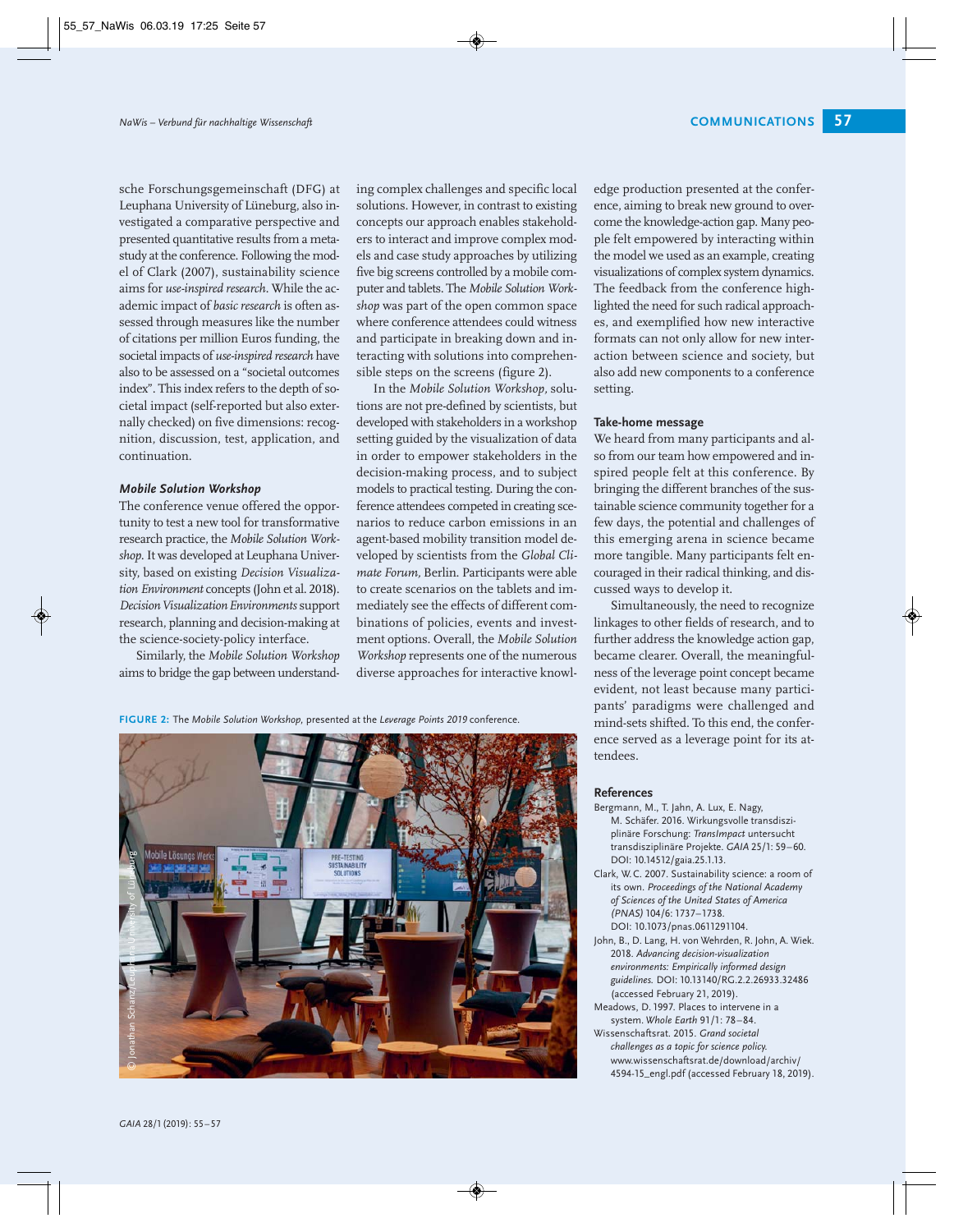sche Forschungsgemeinschaft (DFG) at Leuphana University of Lüneburg, also investigated a comparative perspective and presented quantitative results from a meta-study at the conference. Following the model of Clark (2007), sustainability science aims for *use-inspired research*. While the academic impact of *basic research* is often assessed through measures like the number of citations per million Euros funding, the societal impacts of *use-inspired research* have also to be assessed on a "societal outcomes index". This index refers to the depth of societal impact (self-reported but also externally checked) on five dimensions: recognition, discussion, test, application, and continuation.

### *Mobile Solution Workshop*

The conference venue offered the opportunity to test a new tool for transformative research practice, the *Mobile Solution Workshop*. It was developed at Leuphana University, based on existing *Decision Visualization Environment* concepts (John et al. 2018). *Decision Visualization Environments* support research, planning and decision-making at the science-society-policy interface.

Similarly, the *Mobile Solution Workshop* aims to bridge the gap between understanding complex challenges and specific local solutions. However, in contrast to existing concepts our approach enables stakeholders to interact and improve complex models and case study approaches by utilizing five big screens controlled by a mobile computer and tablets. The *Mobile Solution Workshop* was part of the open common space where conference attendees could witness and participate in breaking down and interacting with solutions into comprehensible steps on the screens (figure 2).

In the *Mobile Solution Workshop*, solutions are not pre-defined by scientists, but developed with stakeholders in a workshop setting guided by the visualization of data in order to empower stakeholders in the decision-making process, and to subject models to practical testing. During the conference attendees competed in creating scenarios to reduce carbon emissions in an agent-based mobility transition model developed by scientists from the *Global Climate Forum*, Berlin. Participants were able to create scenarios on the tablets and immediately see the effects of different combinations of policies, events and investment options. Overall, the *Mobile Solution Workshop* represents one of the numerous diverse approaches for interactive knowledge production presented at the conference, aiming to break new ground to overcome the knowledge-action gap. Many people felt empowered by interacting within the model we used as an example, creating visualizations of complex system dynamics. The feedback from the conference highlighted the need for such radical approaches, and exemplified how new interactive formats can not only allow for new interaction between science and society, but also add new components to a conference setting.

FIGURE 2: The *Mobile Solution Workshop*, presented at the *Leverage Points 2019* conference.

### Take-home message

We heard from many participants and also from our team how empowered and inspired people felt at this conference. By bringing the different branches of the sustainable science community together for a few days, the potential and challenges of this emerging arena in science became more tangible. Many participants felt encouraged in their radical thinking, and discussed ways to develop it.

Simultaneously, the need to recognize linkages to other fields of research, and to further address the knowledge action gap, became clearer. Overall, the meaningfulness of the leverage point concept became evident, not least because many participants' paradigms were challenged and mind-sets shifted. To this end, the conference served as a leverage point for its attendees.

### References

Bergmann, M., T. Jahn, A. Lux, E. Nagy, M. Schäfer. 2016. Wirkungsvolle transdisziplinäre Forschung: *TransImpact* untersucht transdisziplinäre Projekte. *GAIA* 25/1: 59–60. DOI: 10.14512/gaia.25.1.13.

Clark, W.C. 2007. Sustainability science: a room of its own. *Proceedings of the National Academy of Sciences of the United States of America (PNAS)* 104/6: 1737–1738. DOI: 10.1073/pnas.0611291104.

John, B., D. Lang, H. von Wehrden, R. John, A. Wiek. 2018. *Advancing decision-visualization environments: Empirically informed design guidelines.* DOI: 10.13140/RG.2.2.26933.32486 (accessed February 21, 2019).

Meadows, D. 1997. Places to intervene in a system. *Whole Earth* 91/1: 78–84.

Wissenschaftsrat. 2015. *Grand societal challenges as a topic for science policy.* www.wissenschaftsrat.de/download/archiv/4594-15_engl.pdf (accessed February 18, 2019).